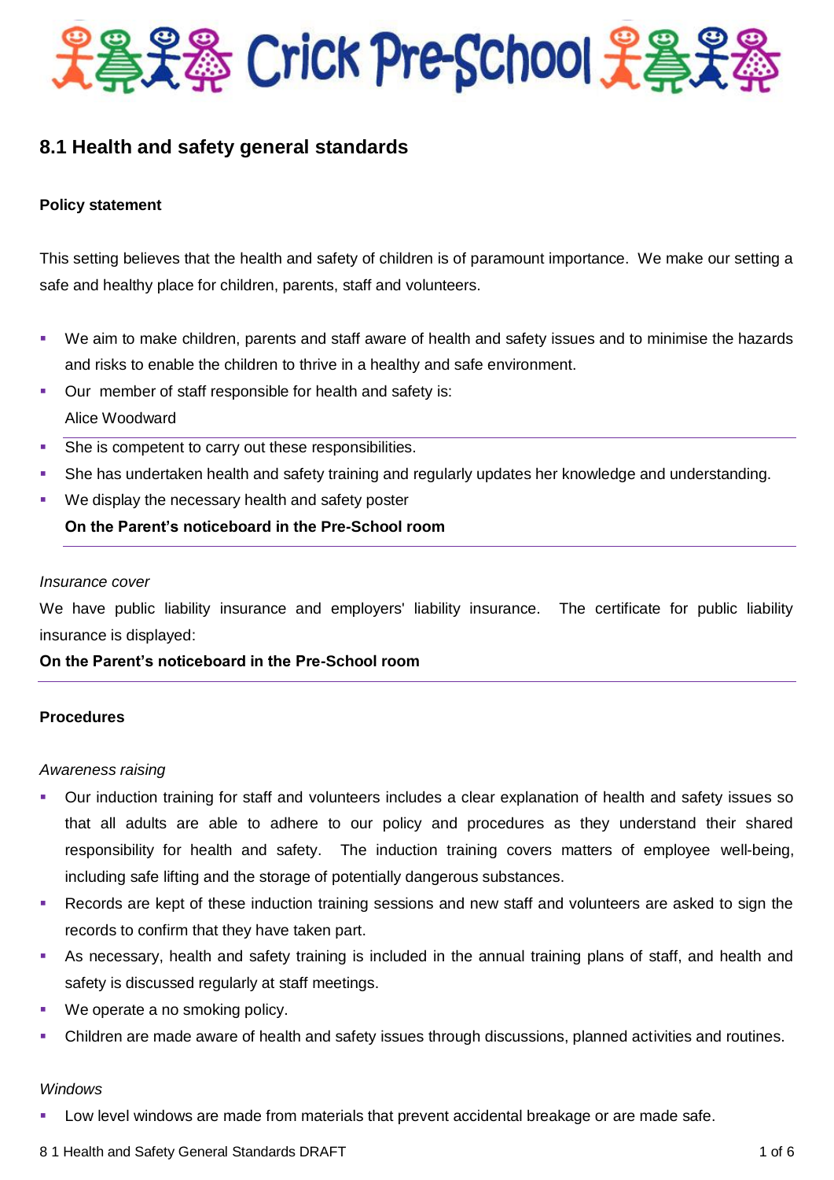# Crick Pre-School

## 8.1 Health and safety general standards

**Policy statement**

This setting believes that the health and safety of children is of paramount importance. We make our setting a safe and healthy place for children, parents, staff and volunteers.

- We aim to make children, parents and staff aware of health and safety issues and to minimise the hazards and risks to enable the children to thrive in a healthy and safe environment.
- Our member of staff responsible for health and safety is:
  Alice Woodward
- She is competent to carry out these responsibilities.
- She has undertaken health and safety training and regularly updates her knowledge and understanding.
- We display the necessary health and safety poster
  **On the Parent's noticeboard in the Pre-School room**

*Insurance cover*

We have public liability insurance and employers' liability insurance. The certificate for public liability insurance is displayed:

**On the Parent's noticeboard in the Pre-School room**

**Procedures**

*Awareness raising*

- Our induction training for staff and volunteers includes a clear explanation of health and safety issues so that all adults are able to adhere to our policy and procedures as they understand their shared responsibility for health and safety. The induction training covers matters of employee well-being, including safe lifting and the storage of potentially dangerous substances.
- Records are kept of these induction training sessions and new staff and volunteers are asked to sign the records to confirm that they have taken part.
- As necessary, health and safety training is included in the annual training plans of staff, and health and safety is discussed regularly at staff meetings.
- We operate a no smoking policy.
- Children are made aware of health and safety issues through discussions, planned activities and routines.

*Windows*

- Low level windows are made from materials that prevent accidental breakage or are made safe.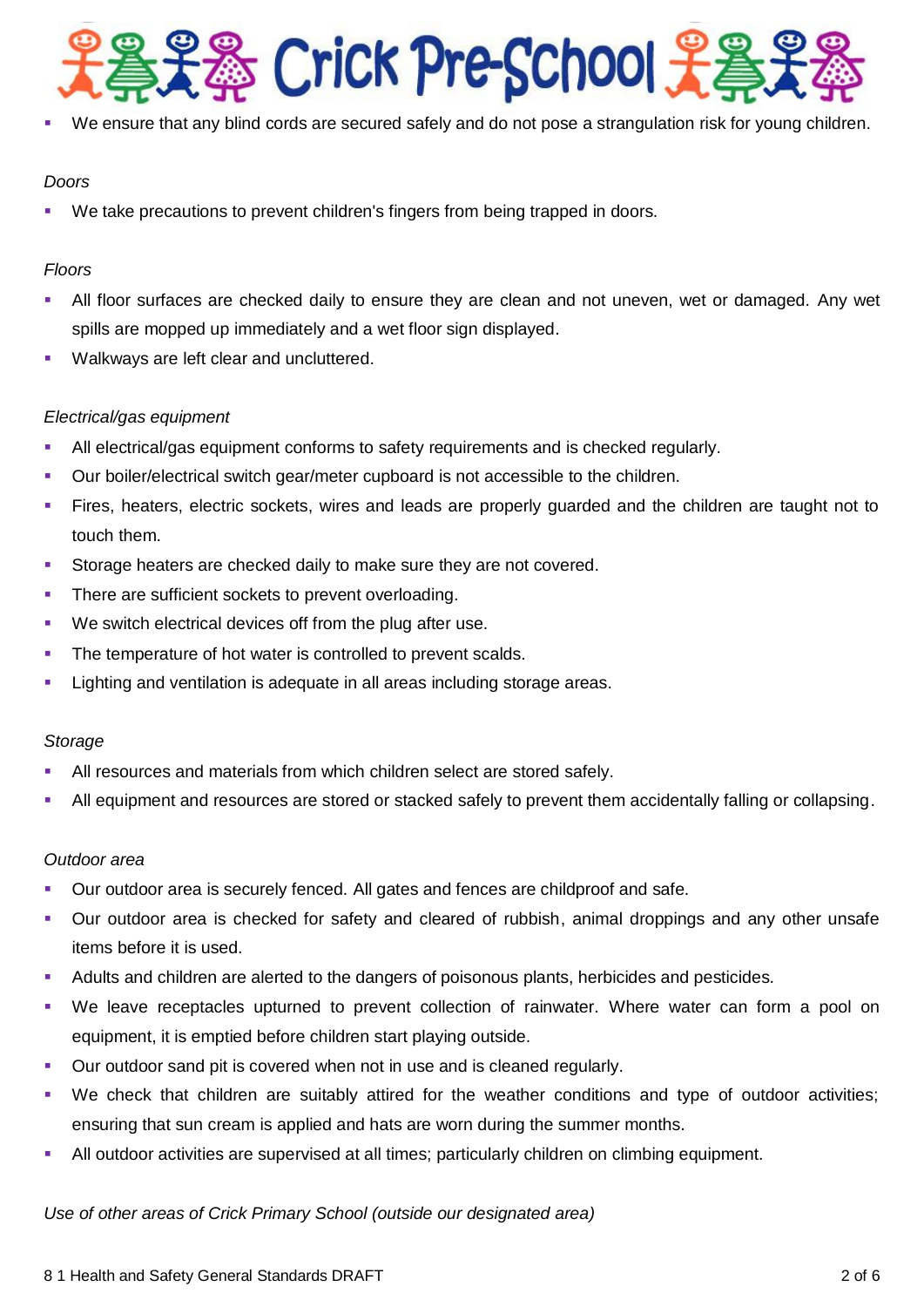- We ensure that any blind cords are secured safely and do not pose a strangulation risk for young children.

*Doors*

- We take precautions to prevent children's fingers from being trapped in doors.

*Floors*

- All floor surfaces are checked daily to ensure they are clean and not uneven, wet or damaged. Any wet spills are mopped up immediately and a wet floor sign displayed.
- Walkways are left clear and uncluttered.

*Electrical/gas equipment*

- All electrical/gas equipment conforms to safety requirements and is checked regularly.
- Our boiler/electrical switch gear/meter cupboard is not accessible to the children.
- Fires, heaters, electric sockets, wires and leads are properly guarded and the children are taught not to touch them.
- Storage heaters are checked daily to make sure they are not covered.
- There are sufficient sockets to prevent overloading.
- We switch electrical devices off from the plug after use.
- The temperature of hot water is controlled to prevent scalds.
- Lighting and ventilation is adequate in all areas including storage areas.

*Storage*

- All resources and materials from which children select are stored safely.
- All equipment and resources are stored or stacked safely to prevent them accidentally falling or collapsing.

*Outdoor area*

- Our outdoor area is securely fenced. All gates and fences are childproof and safe.
- Our outdoor area is checked for safety and cleared of rubbish, animal droppings and any other unsafe items before it is used.
- Adults and children are alerted to the dangers of poisonous plants, herbicides and pesticides.
- We leave receptacles upturned to prevent collection of rainwater. Where water can form a pool on equipment, it is emptied before children start playing outside.
- Our outdoor sand pit is covered when not in use and is cleaned regularly.
- We check that children are suitably attired for the weather conditions and type of outdoor activities; ensuring that sun cream is applied and hats are worn during the summer months.
- All outdoor activities are supervised at all times; particularly children on climbing equipment.

*Use of other areas of Crick Primary School (outside our designated area)*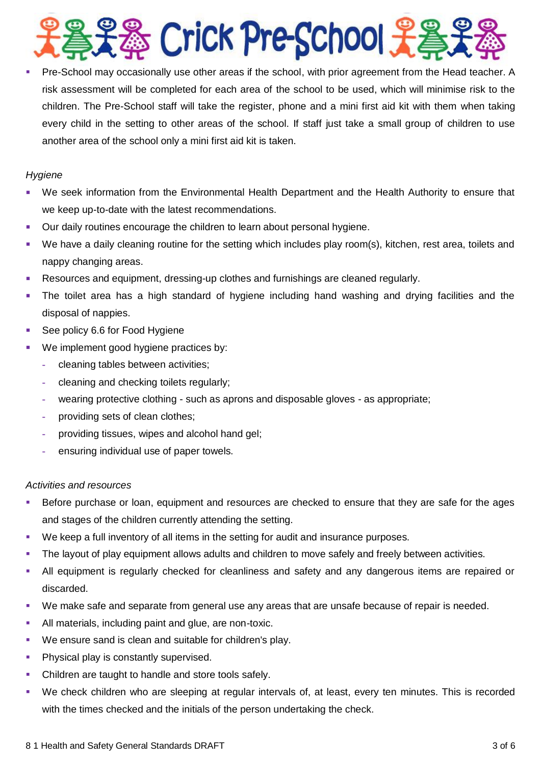- Pre-School may occasionally use other areas if the school, with prior agreement from the Head teacher. A risk assessment will be completed for each area of the school to be used, which will minimise risk to the children. The Pre-School staff will take the register, phone and a mini first aid kit with them when taking every child in the setting to other areas of the school. If staff just take a small group of children to use another area of the school only a mini first aid kit is taken.

*Hygiene*

- We seek information from the Environmental Health Department and the Health Authority to ensure that we keep up-to-date with the latest recommendations.
- Our daily routines encourage the children to learn about personal hygiene.
- We have a daily cleaning routine for the setting which includes play room(s), kitchen, rest area, toilets and nappy changing areas.
- Resources and equipment, dressing-up clothes and furnishings are cleaned regularly.
- The toilet area has a high standard of hygiene including hand washing and drying facilities and the disposal of nappies.
- See policy 6.6 for Food Hygiene
- We implement good hygiene practices by:
  - cleaning tables between activities;
  - cleaning and checking toilets regularly;
  - wearing protective clothing - such as aprons and disposable gloves - as appropriate;
  - providing sets of clean clothes;
  - providing tissues, wipes and alcohol hand gel;
  - ensuring individual use of paper towels.

*Activities and resources*

- Before purchase or loan, equipment and resources are checked to ensure that they are safe for the ages and stages of the children currently attending the setting.
- We keep a full inventory of all items in the setting for audit and insurance purposes.
- The layout of play equipment allows adults and children to move safely and freely between activities.
- All equipment is regularly checked for cleanliness and safety and any dangerous items are repaired or discarded.
- We make safe and separate from general use any areas that are unsafe because of repair is needed.
- All materials, including paint and glue, are non-toxic.
- We ensure sand is clean and suitable for children's play.
- Physical play is constantly supervised.
- Children are taught to handle and store tools safely.
- We check children who are sleeping at regular intervals of, at least, every ten minutes. This is recorded with the times checked and the initials of the person undertaking the check.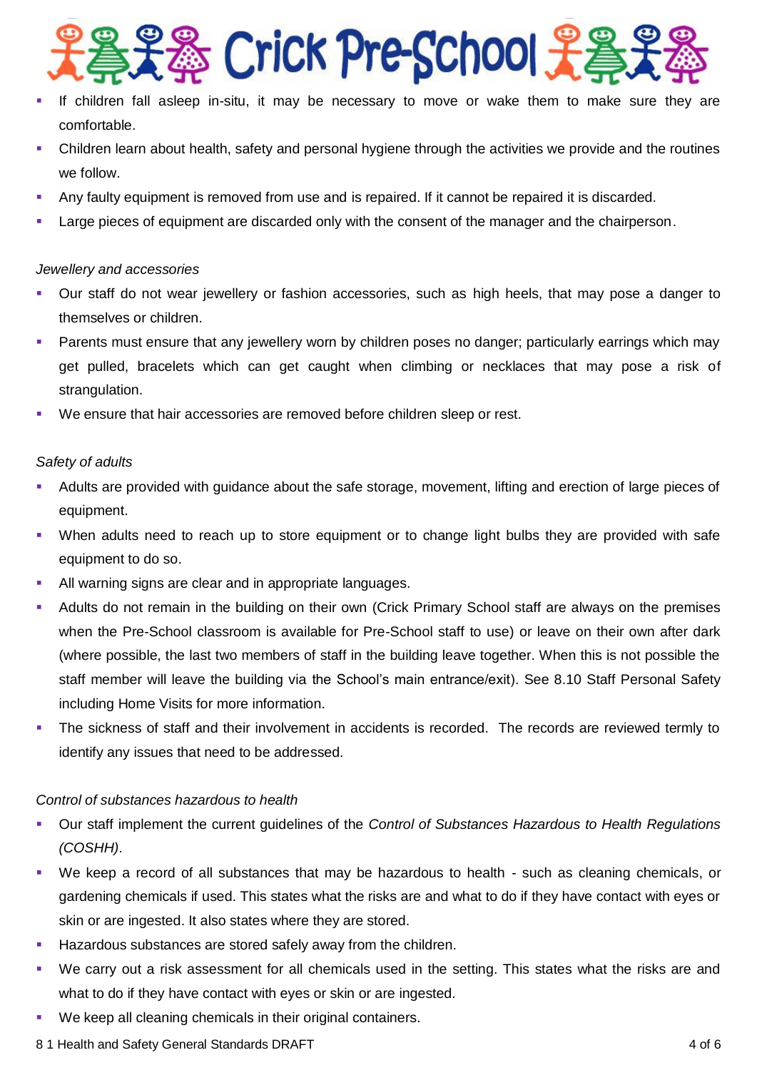- If children fall asleep in-situ, it may be necessary to move or wake them to make sure they are comfortable.
- Children learn about health, safety and personal hygiene through the activities we provide and the routines we follow.
- Any faulty equipment is removed from use and is repaired. If it cannot be repaired it is discarded.
- Large pieces of equipment are discarded only with the consent of the manager and the chairperson.

*Jewellery and accessories*

- Our staff do not wear jewellery or fashion accessories, such as high heels, that may pose a danger to themselves or children.
- Parents must ensure that any jewellery worn by children poses no danger; particularly earrings which may get pulled, bracelets which can get caught when climbing or necklaces that may pose a risk of strangulation.
- We ensure that hair accessories are removed before children sleep or rest.

*Safety of adults*

- Adults are provided with guidance about the safe storage, movement, lifting and erection of large pieces of equipment.
- When adults need to reach up to store equipment or to change light bulbs they are provided with safe equipment to do so.
- All warning signs are clear and in appropriate languages.
- Adults do not remain in the building on their own (Crick Primary School staff are always on the premises when the Pre-School classroom is available for Pre-School staff to use) or leave on their own after dark (where possible, the last two members of staff in the building leave together. When this is not possible the staff member will leave the building via the School's main entrance/exit). See 8.10 Staff Personal Safety including Home Visits for more information.
- The sickness of staff and their involvement in accidents is recorded. The records are reviewed termly to identify any issues that need to be addressed.

*Control of substances hazardous to health*

- Our staff implement the current guidelines of the *Control of Substances Hazardous to Health Regulations (COSHH)*.
- We keep a record of all substances that may be hazardous to health - such as cleaning chemicals, or gardening chemicals if used. This states what the risks are and what to do if they have contact with eyes or skin or are ingested. It also states where they are stored.
- Hazardous substances are stored safely away from the children.
- We carry out a risk assessment for all chemicals used in the setting. This states what the risks are and what to do if they have contact with eyes or skin or are ingested.
- We keep all cleaning chemicals in their original containers.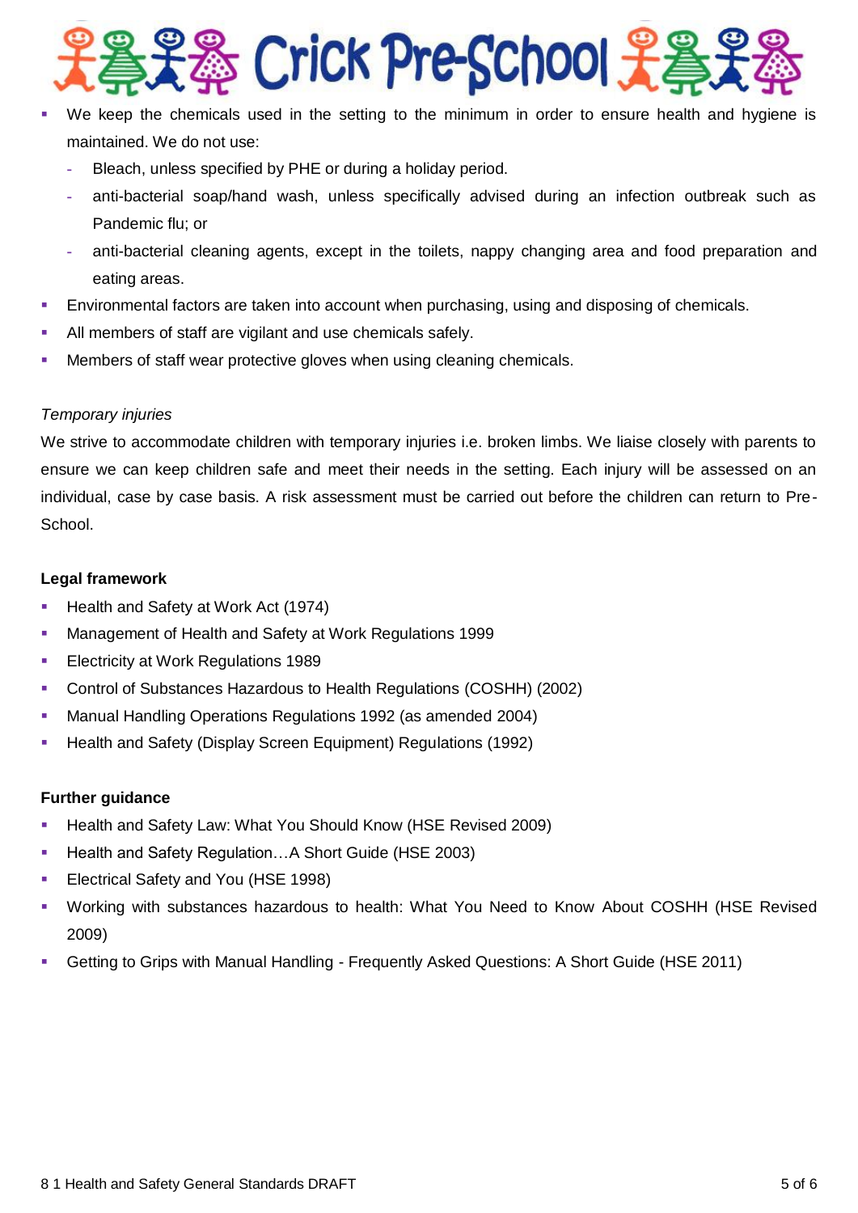- We keep the chemicals used in the setting to the minimum in order to ensure health and hygiene is maintained. We do not use:
  - Bleach, unless specified by PHE or during a holiday period.
  - anti-bacterial soap/hand wash, unless specifically advised during an infection outbreak such as Pandemic flu; or
  - anti-bacterial cleaning agents, except in the toilets, nappy changing area and food preparation and eating areas.
- Environmental factors are taken into account when purchasing, using and disposing of chemicals.
- All members of staff are vigilant and use chemicals safely.
- Members of staff wear protective gloves when using cleaning chemicals.

*Temporary injuries*

We strive to accommodate children with temporary injuries i.e. broken limbs. We liaise closely with parents to ensure we can keep children safe and meet their needs in the setting. Each injury will be assessed on an individual, case by case basis. A risk assessment must be carried out before the children can return to Pre-School.

**Legal framework**

- Health and Safety at Work Act (1974)
- Management of Health and Safety at Work Regulations 1999
- Electricity at Work Regulations 1989
- Control of Substances Hazardous to Health Regulations (COSHH) (2002)
- Manual Handling Operations Regulations 1992 (as amended 2004)
- Health and Safety (Display Screen Equipment) Regulations (1992)

**Further guidance**

- Health and Safety Law: What You Should Know (HSE Revised 2009)
- Health and Safety Regulation…A Short Guide (HSE 2003)
- Electrical Safety and You (HSE 1998)
- Working with substances hazardous to health: What You Need to Know About COSHH (HSE Revised 2009)
- Getting to Grips with Manual Handling - Frequently Asked Questions: A Short Guide (HSE 2011)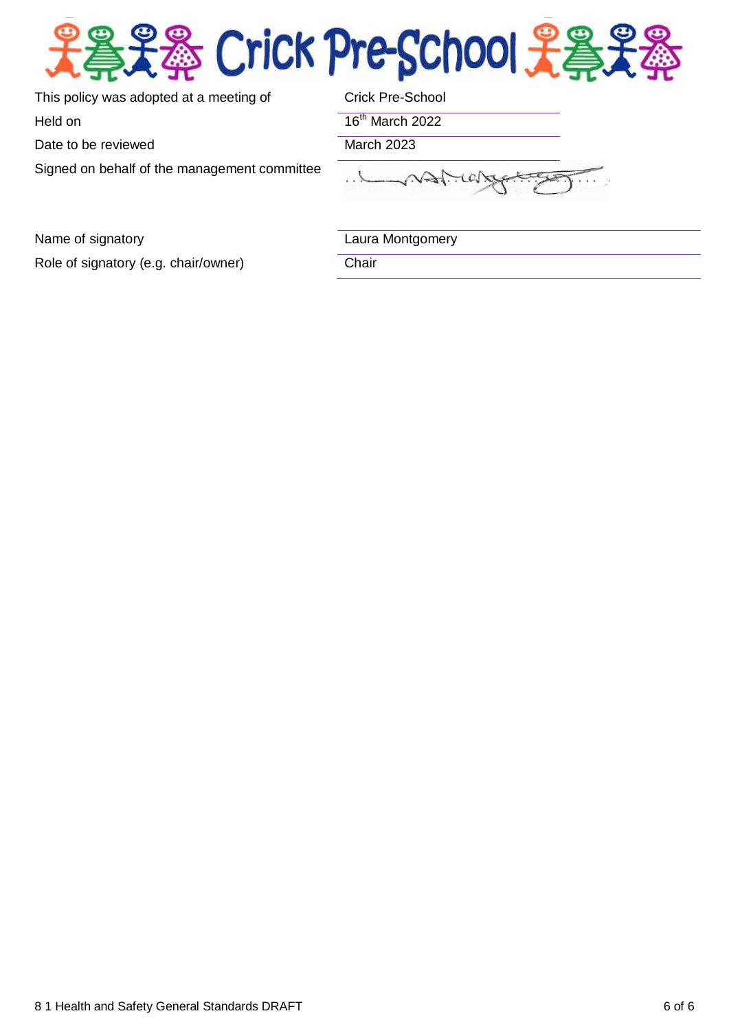Crick Pre-School

| | |
|---|---|
| This policy was adopted at a meeting of | Crick Pre-School |
| Held on | 16th March 2022 |
| Date to be reviewed | March 2023 |
| Signed on behalf of the management committee | |
| Name of signatory | Laura Montgomery |
| Role of signatory (e.g. chair/owner) | Chair |